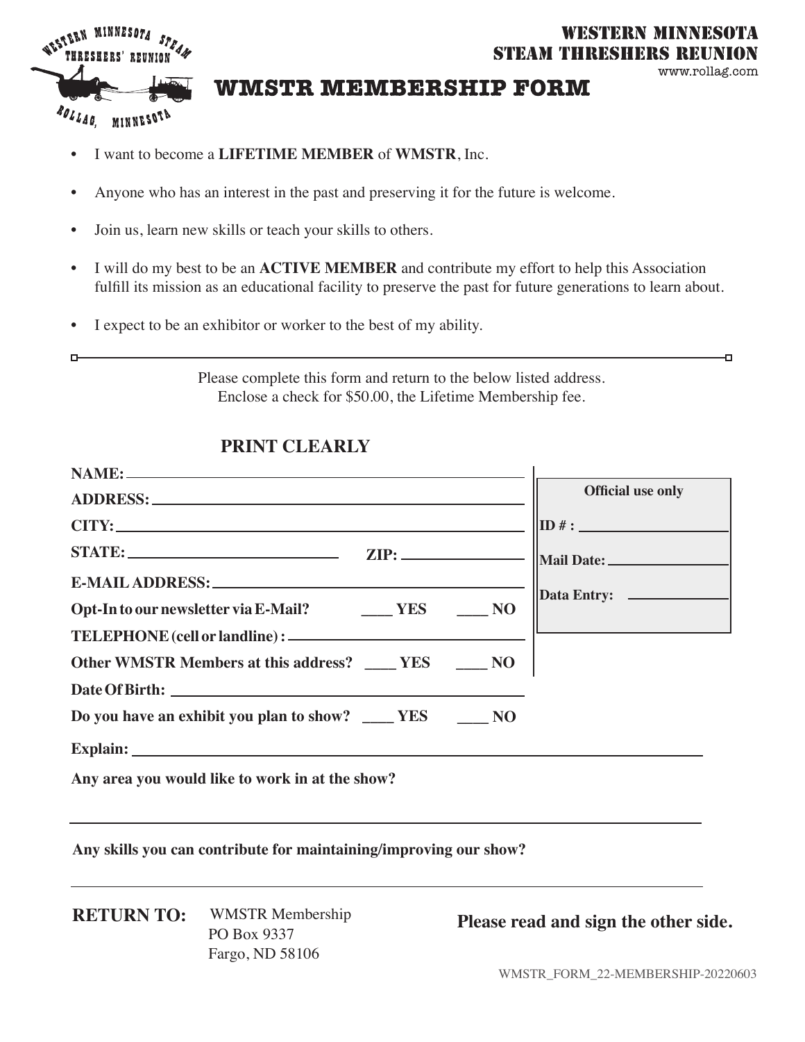WESTERN MINNESOTA
STEAM THRESHERS REUNION
www.rollag.com

# WMSTR MEMBERSHIP FORM

- I want to become a **LIFETIME MEMBER** of **WMSTR**, Inc.
- Anyone who has an interest in the past and preserving it for the future is welcome.
- Join us, learn new skills or teach your skills to others.
- I will do my best to be an **ACTIVE MEMBER** and contribute my effort to help this Association fulfill its mission as an educational facility to preserve the past for future generations to learn about.
- I expect to be an exhibitor or worker to the best of my ability.

---

Please complete this form and return to the below listed address.
Enclose a check for $50.00, the Lifetime Membership fee.

## PRINT CLEARLY

**NAME:** ______________________________

**ADDRESS:** ______________________________

**CITY:** ______________________________

**STATE:** ______________ **ZIP:** ______________

**E-MAIL ADDRESS:** ______________________________

**Opt-In to our newsletter via E-Mail?** ____ **YES** ____ **NO**

**TELEPHONE (cell or landline) :** ______________________________

**Other WMSTR Members at this address?** ____ **YES** ____ **NO**

**Date Of Birth:** ______________________________

**Do you have an exhibit you plan to show?** ____ **YES** ____ **NO**

**Explain:** ______________________________

**Any area you would like to work in at the show?**

______________________________

**Any skills you can contribute for maintaining/improving our show?**

______________________________

| **Official use only** |
|---|
| **ID # :** ______________ |
| **Mail Date:** ______________ |
| **Data Entry:** ______________ |

**RETURN TO:** WMSTR Membership
PO Box 9337
Fargo, ND 58106

**Please read and sign the other side.**

WMSTR_FORM_22-MEMBERSHIP-20220603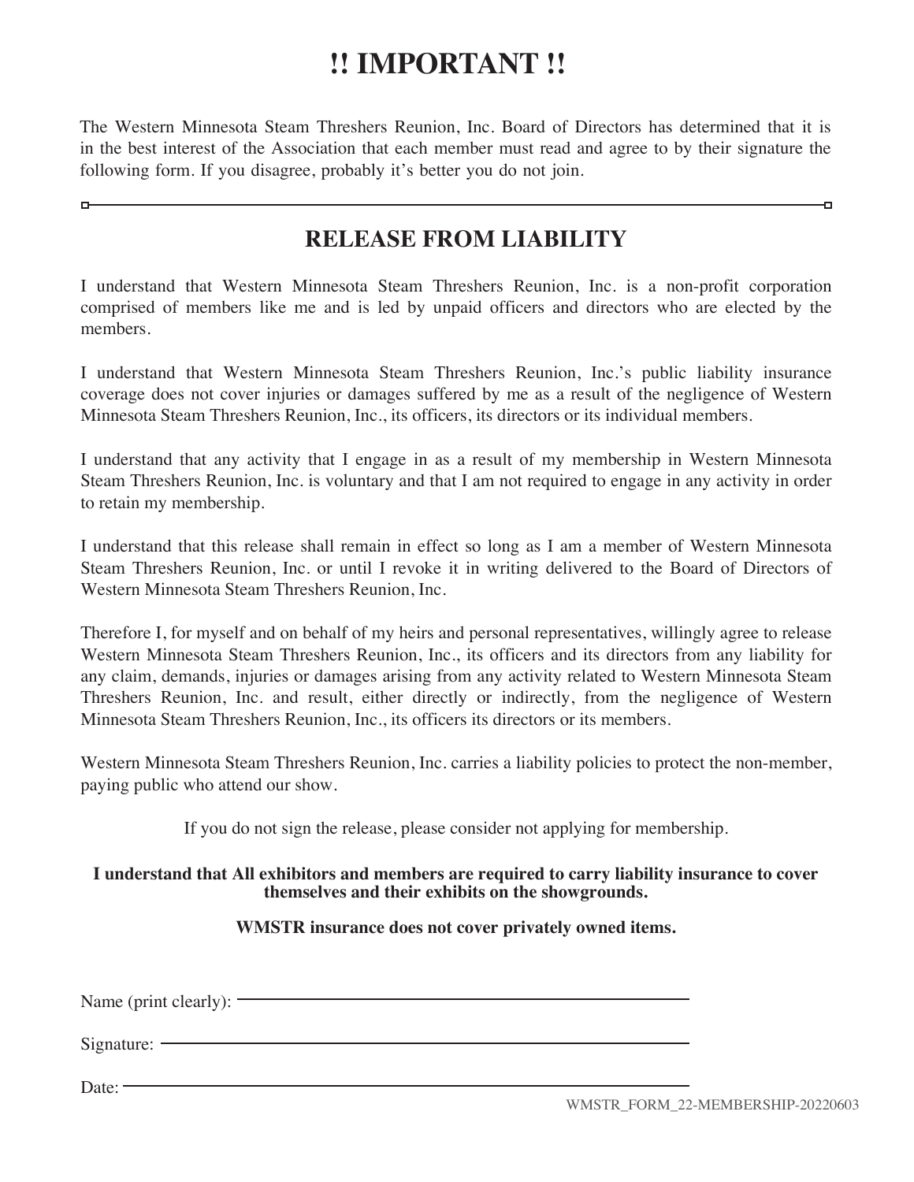# !! IMPORTANT !!

The Western Minnesota Steam Threshers Reunion, Inc. Board of Directors has determined that it is in the best interest of the Association that each member must read and agree to by their signature the following form. If you disagree, probably it's better you do not join.

---

## RELEASE FROM LIABILITY

I understand that Western Minnesota Steam Threshers Reunion, Inc. is a non-profit corporation comprised of members like me and is led by unpaid officers and directors who are elected by the members.

I understand that Western Minnesota Steam Threshers Reunion, Inc.'s public liability insurance coverage does not cover injuries or damages suffered by me as a result of the negligence of Western Minnesota Steam Threshers Reunion, Inc., its officers, its directors or its individual members.

I understand that any activity that I engage in as a result of my membership in Western Minnesota Steam Threshers Reunion, Inc. is voluntary and that I am not required to engage in any activity in order to retain my membership.

I understand that this release shall remain in effect so long as I am a member of Western Minnesota Steam Threshers Reunion, Inc. or until I revoke it in writing delivered to the Board of Directors of Western Minnesota Steam Threshers Reunion, Inc.

Therefore I, for myself and on behalf of my heirs and personal representatives, willingly agree to release Western Minnesota Steam Threshers Reunion, Inc., its officers and its directors from any liability for any claim, demands, injuries or damages arising from any activity related to Western Minnesota Steam Threshers Reunion, Inc. and result, either directly or indirectly, from the negligence of Western Minnesota Steam Threshers Reunion, Inc., its officers its directors or its members.

Western Minnesota Steam Threshers Reunion, Inc. carries a liability policies to protect the non-member, paying public who attend our show.

If you do not sign the release, please consider not applying for membership.

**I understand that All exhibitors and members are required to carry liability insurance to cover themselves and their exhibits on the showgrounds.**

**WMSTR insurance does not cover privately owned items.**

Name (print clearly): ______________________________

Signature: ______________________________

Date: ______________________________

WMSTR_FORM_22-MEMBERSHIP-20220603